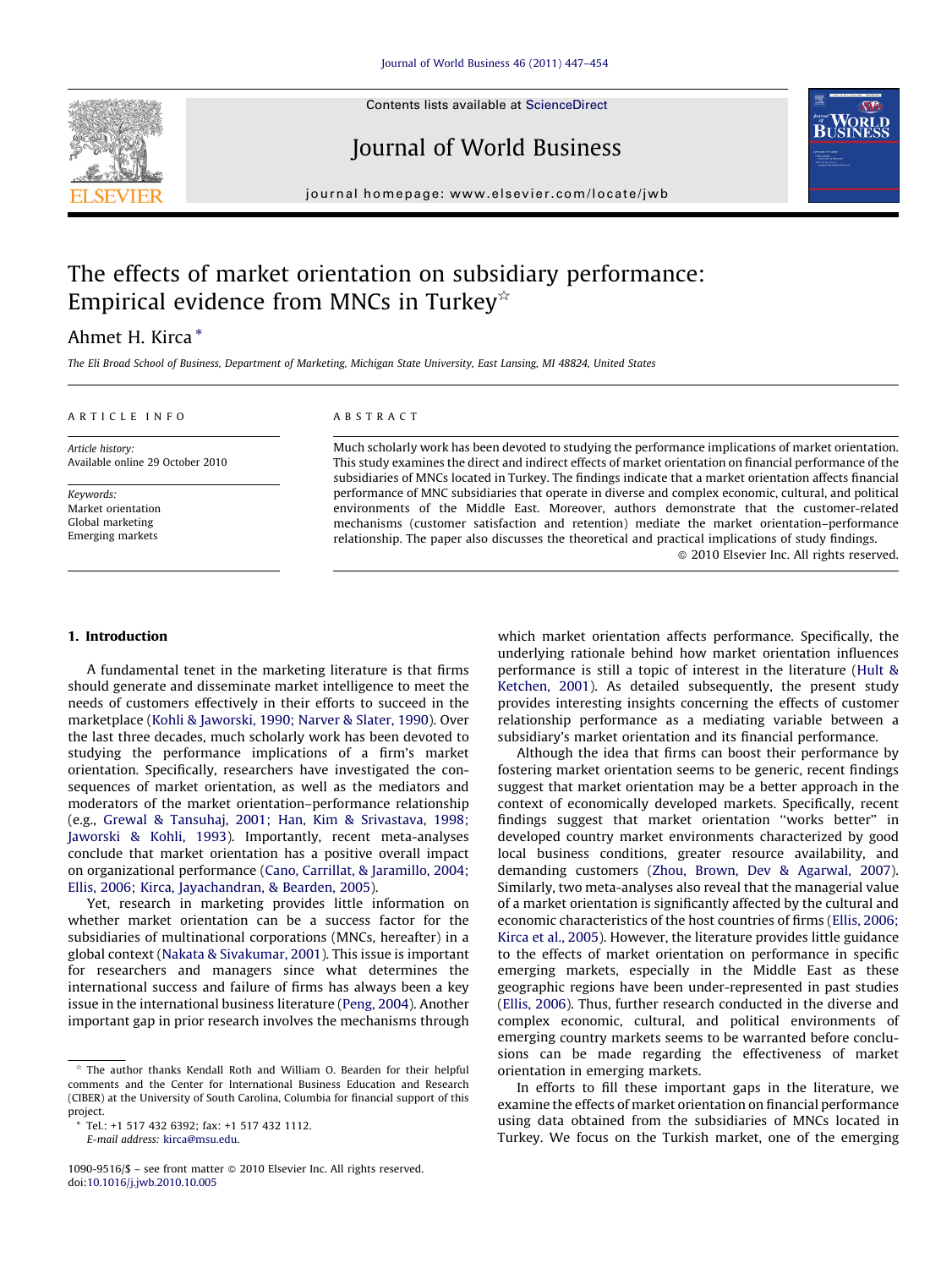# The effects of market orientation on subsidiary performance: Empirical evidence from MNCs in Turkey[☆]

Ahmet H. Kirca [*]

The Eli Broad School of Business, Department of Marketing, Michigan State University, East Lansing, MI 48824, United States

ARTICLE INFO

*Article history:*
Available online 29 October 2010

*Keywords:*
Market orientation
Global marketing
Emerging markets

ABSTRACT

Much scholarly work has been devoted to studying the performance implications of market orientation. This study examines the direct and indirect effects of market orientation on financial performance of the subsidiaries of MNCs located in Turkey. The findings indicate that a market orientation affects financial performance of MNC subsidiaries that operate in diverse and complex economic, cultural, and political environments of the Middle East. Moreover, authors demonstrate that the customer-related mechanisms (customer satisfaction and retention) mediate the market orientation–performance relationship. The paper also discusses the theoretical and practical implications of study findings.

© 2010 Elsevier Inc. All rights reserved.

## 1. Introduction

A fundamental tenet in the marketing literature is that firms should generate and disseminate market intelligence to meet the needs of customers effectively in their efforts to succeed in the marketplace (Kohli & Jaworski, 1990; Narver & Slater, 1990). Over the last three decades, much scholarly work has been devoted to studying the performance implications of a firm's market orientation. Specifically, researchers have investigated the consequences of market orientation, as well as the mediators and moderators of the market orientation–performance relationship (e.g., Grewal & Tansuhaj, 2001; Han, Kim & Srivastava, 1998; Jaworski & Kohli, 1993). Importantly, recent meta-analyses conclude that market orientation has a positive overall impact on organizational performance (Cano, Carrillat, & Jaramillo, 2004; Ellis, 2006; Kirca, Jayachandran, & Bearden, 2005).

Yet, research in marketing provides little information on whether market orientation can be a success factor for the subsidiaries of multinational corporations (MNCs, hereafter) in a global context (Nakata & Sivakumar, 2001). This issue is important for researchers and managers since what determines the international success and failure of firms has always been a key issue in the international business literature (Peng, 2004). Another important gap in prior research involves the mechanisms through which market orientation affects performance. Specifically, the underlying rationale behind how market orientation influences performance is still a topic of interest in the literature (Hult & Ketchen, 2001). As detailed subsequently, the present study provides interesting insights concerning the effects of customer relationship performance as a mediating variable between a subsidiary's market orientation and its financial performance.

Although the idea that firms can boost their performance by fostering market orientation seems to be generic, recent findings suggest that market orientation may be a better approach in the context of economically developed markets. Specifically, recent findings suggest that market orientation "works better" in developed country market environments characterized by good local business conditions, greater resource availability, and demanding customers (Zhou, Brown, Dev & Agarwal, 2007). Similarly, two meta-analyses also reveal that the managerial value of a market orientation is significantly affected by the cultural and economic characteristics of the host countries of firms (Ellis, 2006; Kirca et al., 2005). However, the literature provides little guidance to the effects of market orientation on performance in specific emerging markets, especially in the Middle East as these geographic regions have been under-represented in past studies (Ellis, 2006). Thus, further research conducted in the diverse and complex economic, cultural, and political environments of emerging country markets seems to be warranted before conclusions can be made regarding the effectiveness of market orientation in emerging markets.

In efforts to fill these important gaps in the literature, we examine the effects of market orientation on financial performance using data obtained from the subsidiaries of MNCs located in Turkey. We focus on the Turkish market, one of the emerging

---

☆ The author thanks Kendall Roth and William O. Bearden for their helpful comments and the Center for International Business Education and Research (CIBER) at the University of South Carolina, Columbia for financial support of this project.

* Tel.: +1 517 432 6392; fax: +1 517 432 1112.
*E-mail address:* kirca@msu.edu.

1090-9516/$ – see front matter © 2010 Elsevier Inc. All rights reserved.
doi:10.1016/j.jwb.2010.10.005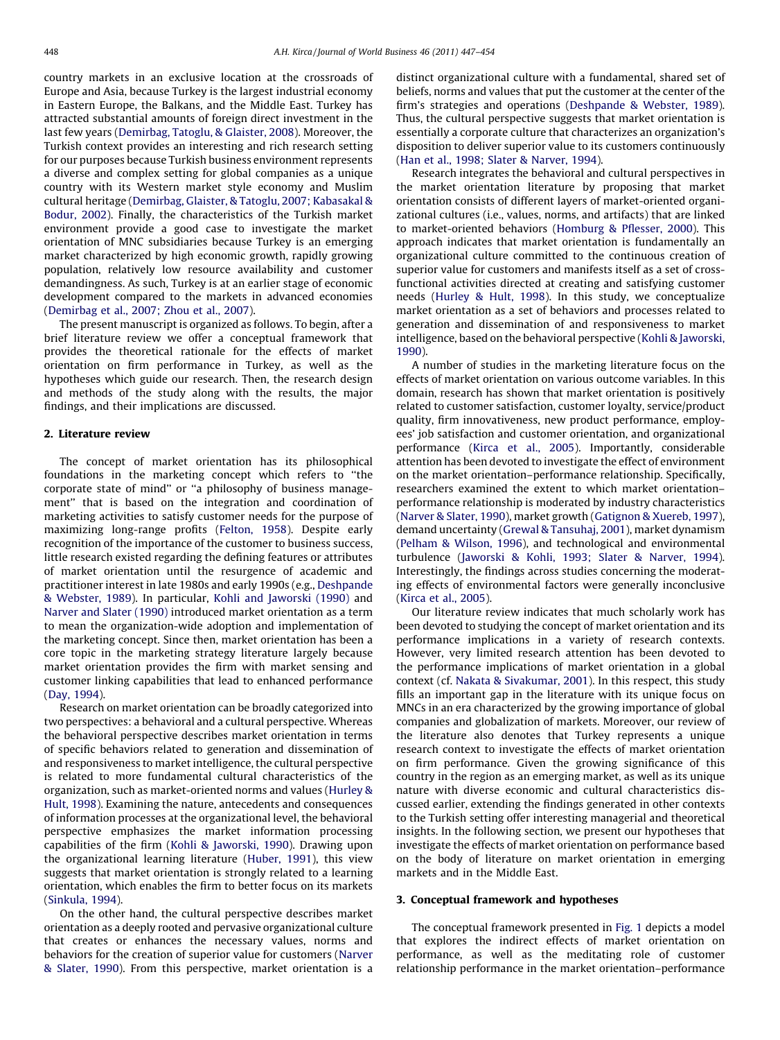country markets in an exclusive location at the crossroads of Europe and Asia, because Turkey is the largest industrial economy in Eastern Europe, the Balkans, and the Middle East. Turkey has attracted substantial amounts of foreign direct investment in the last few years (Demirbag, Tatoglu, & Glaister, 2008). Moreover, the Turkish context provides an interesting and rich research setting for our purposes because Turkish business environment represents a diverse and complex setting for global companies as a unique country with its Western market style economy and Muslim cultural heritage (Demirbag, Glaister, & Tatoglu, 2007; Kabasakal & Bodur, 2002). Finally, the characteristics of the Turkish market environment provide a good case to investigate the market orientation of MNC subsidiaries because Turkey is an emerging market characterized by high economic growth, rapidly growing population, relatively low resource availability and customer demandingness. As such, Turkey is at an earlier stage of economic development compared to the markets in advanced economies (Demirbag et al., 2007; Zhou et al., 2007).

The present manuscript is organized as follows. To begin, after a brief literature review we offer a conceptual framework that provides the theoretical rationale for the effects of market orientation on firm performance in Turkey, as well as the hypotheses which guide our research. Then, the research design and methods of the study along with the results, the major findings, and their implications are discussed.

## 2. Literature review

The concept of market orientation has its philosophical foundations in the marketing concept which refers to "the corporate state of mind" or "a philosophy of business management" that is based on the integration and coordination of marketing activities to satisfy customer needs for the purpose of maximizing long-range profits (Felton, 1958). Despite early recognition of the importance of the customer to business success, little research existed regarding the defining features or attributes of market orientation until the resurgence of academic and practitioner interest in late 1980s and early 1990s (e.g., Deshpande & Webster, 1989). In particular, Kohli and Jaworski (1990) and Narver and Slater (1990) introduced market orientation as a term to mean the organization-wide adoption and implementation of the marketing concept. Since then, market orientation has been a core topic in the marketing strategy literature largely because market orientation provides the firm with market sensing and customer linking capabilities that lead to enhanced performance (Day, 1994).

Research on market orientation can be broadly categorized into two perspectives: a behavioral and a cultural perspective. Whereas the behavioral perspective describes market orientation in terms of specific behaviors related to generation and dissemination of and responsiveness to market intelligence, the cultural perspective is related to more fundamental cultural characteristics of the organization, such as market-oriented norms and values (Hurley & Hult, 1998). Examining the nature, antecedents and consequences of information processes at the organizational level, the behavioral perspective emphasizes the market information processing capabilities of the firm (Kohli & Jaworski, 1990). Drawing upon the organizational learning literature (Huber, 1991), this view suggests that market orientation is strongly related to a learning orientation, which enables the firm to better focus on its markets (Sinkula, 1994).

On the other hand, the cultural perspective describes market orientation as a deeply rooted and pervasive organizational culture that creates or enhances the necessary values, norms and behaviors for the creation of superior value for customers (Narver & Slater, 1990). From this perspective, market orientation is a distinct organizational culture with a fundamental, shared set of beliefs, norms and values that put the customer at the center of the firm's strategies and operations (Deshpande & Webster, 1989). Thus, the cultural perspective suggests that market orientation is essentially a corporate culture that characterizes an organization's disposition to deliver superior value to its customers continuously (Han et al., 1998; Slater & Narver, 1994).

Research integrates the behavioral and cultural perspectives in the market orientation literature by proposing that market orientation consists of different layers of market-oriented organizational cultures (i.e., values, norms, and artifacts) that are linked to market-oriented behaviors (Homburg & Pflesser, 2000). This approach indicates that market orientation is fundamentally an organizational culture committed to the continuous creation of superior value for customers and manifests itself as a set of cross-functional activities directed at creating and satisfying customer needs (Hurley & Hult, 1998). In this study, we conceptualize market orientation as a set of behaviors and processes related to generation and dissemination of and responsiveness to market intelligence, based on the behavioral perspective (Kohli & Jaworski, 1990).

A number of studies in the marketing literature focus on the effects of market orientation on various outcome variables. In this domain, research has shown that market orientation is positively related to customer satisfaction, customer loyalty, service/product quality, firm innovativeness, new product performance, employees' job satisfaction and customer orientation, and organizational performance (Kirca et al., 2005). Importantly, considerable attention has been devoted to investigate the effect of environment on the market orientation–performance relationship. Specifically, researchers examined the extent to which market orientation–performance relationship is moderated by industry characteristics (Narver & Slater, 1990), market growth (Gatignon & Xuereb, 1997), demand uncertainty (Grewal & Tansuhaj, 2001), market dynamism (Pelham & Wilson, 1996), and technological and environmental turbulence (Jaworski & Kohli, 1993; Slater & Narver, 1994). Interestingly, the findings across studies concerning the moderating effects of environmental factors were generally inconclusive (Kirca et al., 2005).

Our literature review indicates that much scholarly work has been devoted to studying the concept of market orientation and its performance implications in a variety of research contexts. However, very limited research attention has been devoted to the performance implications of market orientation in a global context (cf. Nakata & Sivakumar, 2001). In this respect, this study fills an important gap in the literature with its unique focus on MNCs in an era characterized by the growing importance of global companies and globalization of markets. Moreover, our review of the literature also denotes that Turkey represents a unique research context to investigate the effects of market orientation on firm performance. Given the growing significance of this country in the region as an emerging market, as well as its unique nature with diverse economic and cultural characteristics discussed earlier, extending the findings generated in other contexts to the Turkish setting offer interesting managerial and theoretical insights. In the following section, we present our hypotheses that investigate the effects of market orientation on performance based on the body of literature on market orientation in emerging markets and in the Middle East.

## 3. Conceptual framework and hypotheses

The conceptual framework presented in Fig. 1 depicts a model that explores the indirect effects of market orientation on performance, as well as the meditating role of customer relationship performance in the market orientation–performance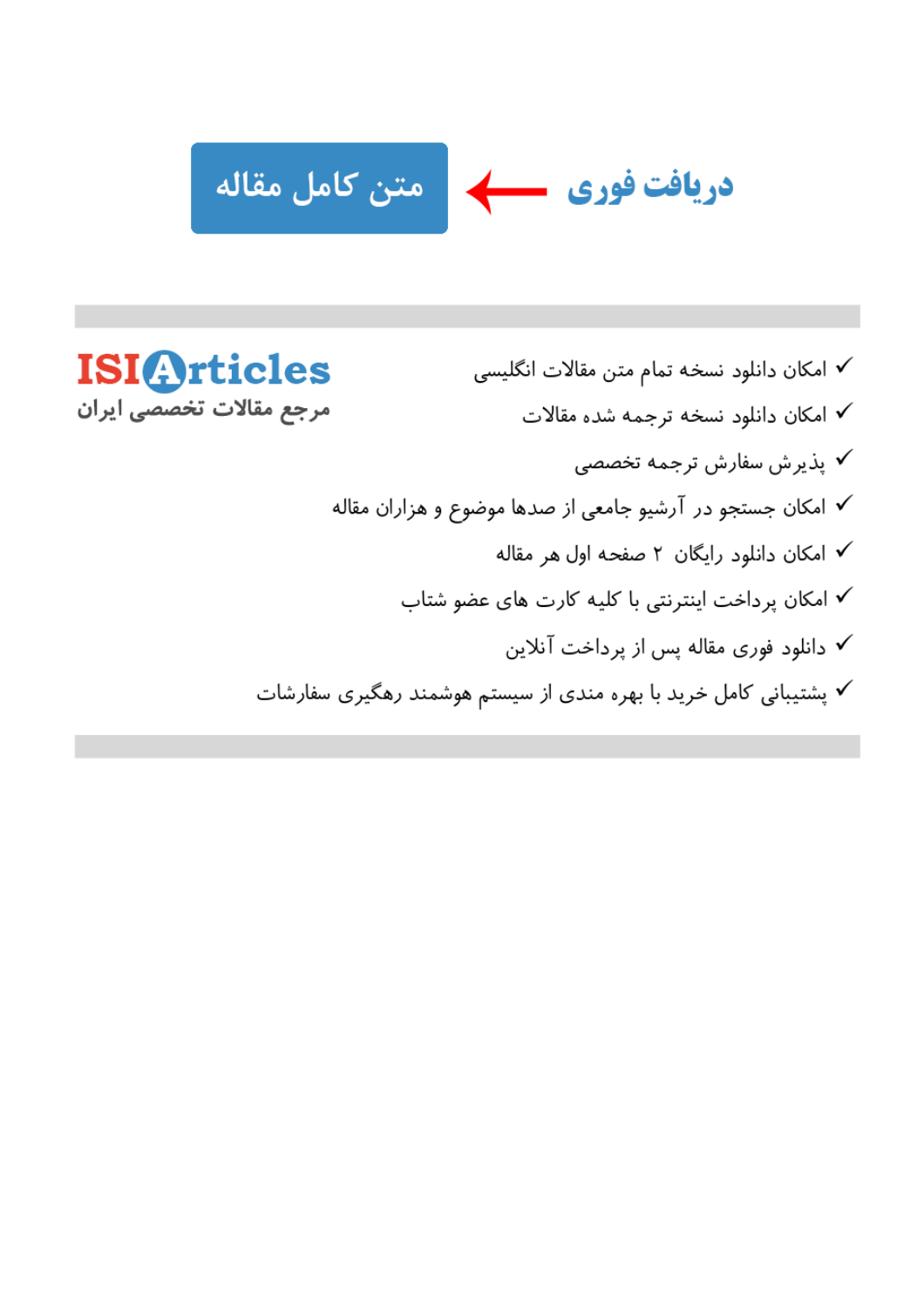دریافت فوری ← **متن کامل مقاله**

ISIArticles
مرجع مقالات تخصصی ایران

- ✓ امکان دانلود نسخه تمام متن مقالات انگلیسی
- ✓ امکان دانلود نسخه ترجمه شده مقالات
- ✓ پذیرش سفارش ترجمه تخصصی
- ✓ امکان جستجو در آرشیو جامعی از صدها موضوع و هزاران مقاله
- ✓ امکان دانلود رایگان ۲ صفحه اول هر مقاله
- ✓ امکان پرداخت اینترنتی با کلیه کارت های عضو شتاب
- ✓ دانلود فوری مقاله پس از پرداخت آنلاین
- ✓ پشتیبانی کامل خرید با بهره مندی از سیستم هوشمند رهگیری سفارشات